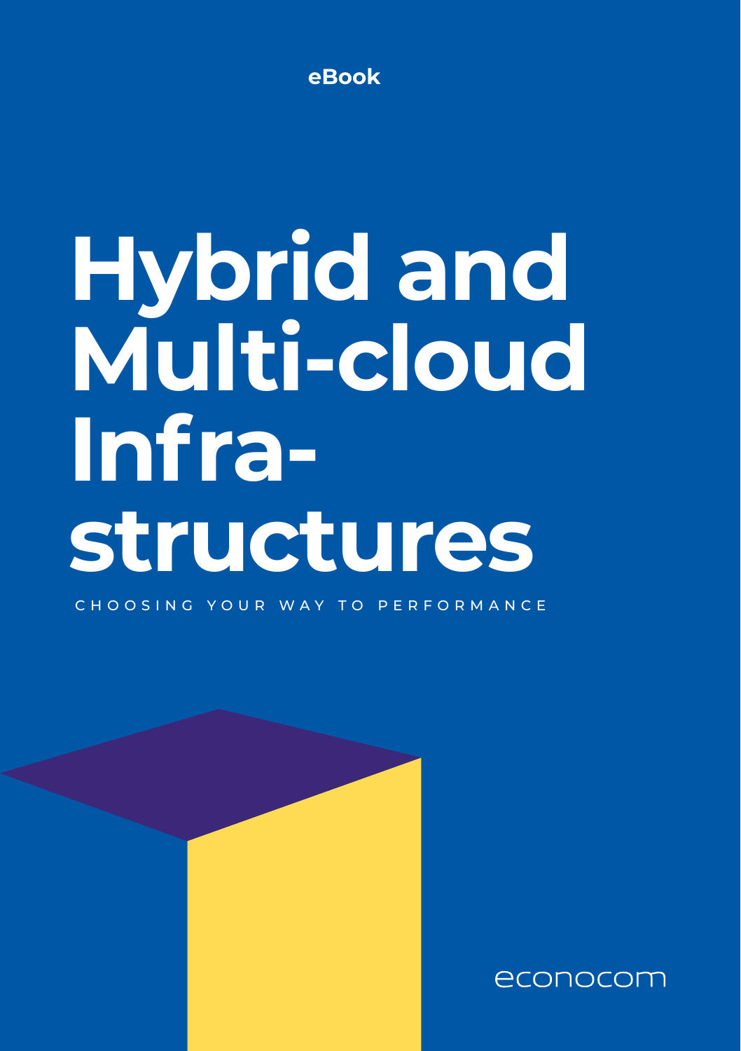eBook

# Hybrid and Multi-cloud Infra-structures

CHOOSING YOUR WAY TO PERFORMANCE

econocom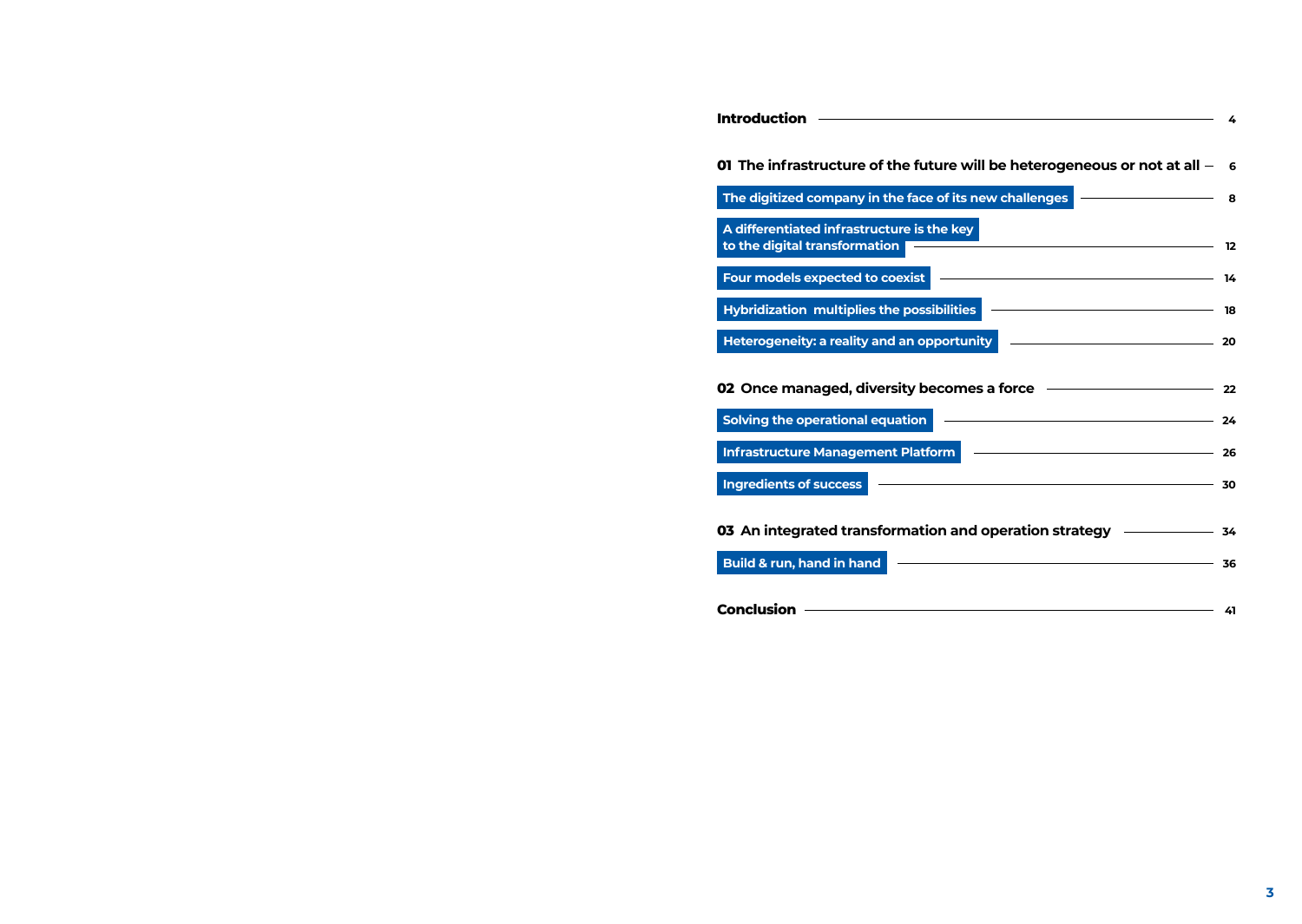**Introduction** — 4

**01 The infrastructure of the future will be heterogeneous or not at all** — 6

- The digitized company in the face of its new challenges — 8
- A differentiated infrastructure is the key to the digital transformation — 12
- Four models expected to coexist — 14
- Hybridization multiplies the possibilities — 18
- Heterogeneity: a reality and an opportunity — 20

**02 Once managed, diversity becomes a force** — 22

- Solving the operational equation — 24
- Infrastructure Management Platform — 26
- Ingredients of success — 30

**03 An integrated transformation and operation strategy** — 34

- Build & run, hand in hand — 36

**Conclusion** — 41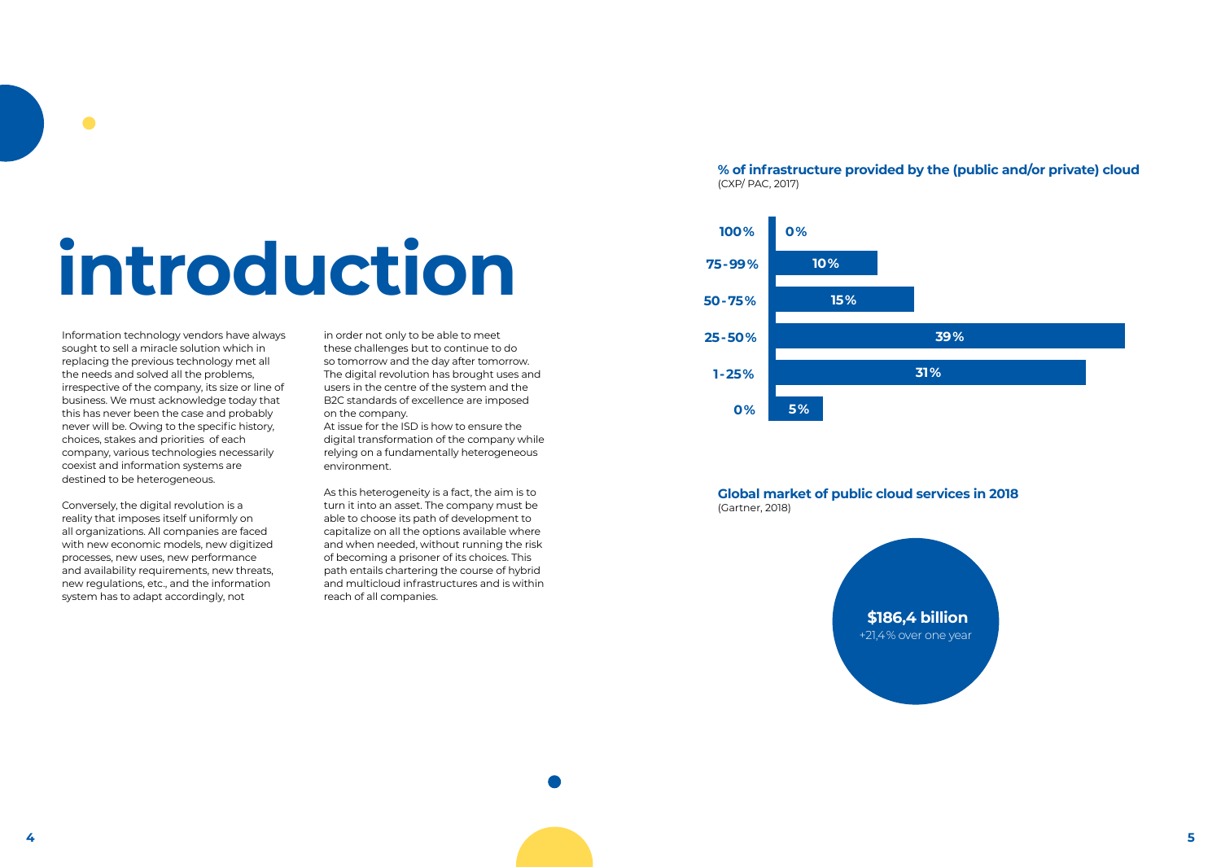# introduction

Information technology vendors have always sought to sell a miracle solution which in replacing the previous technology met all the needs and solved all the problems, irrespective of the company, its size or line of business. We must acknowledge today that this has never been the case and probably never will be. Owing to the specific history, choices, stakes and priorities of each company, various technologies necessarily coexist and information systems are destined to be heterogeneous.

Conversely, the digital revolution is a reality that imposes itself uniformly on all organizations. All companies are faced with new economic models, new digitized processes, new uses, new performance and availability requirements, new threats, new regulations, etc., and the information system has to adapt accordingly, not in order not only to be able to meet these challenges but to continue to do so tomorrow and the day after tomorrow. The digital revolution has brought uses and users in the centre of the system and the B2C standards of excellence are imposed on the company.
At issue for the ISD is how to ensure the digital transformation of the company while relying on a fundamentally heterogeneous environment.

As this heterogeneity is a fact, the aim is to turn it into an asset. The company must be able to choose its path of development to capitalize on all the options available where and when needed, without running the risk of becoming a prisoner of its choices. This path entails chartering the course of hybrid and multicloud infrastructures and is within reach of all companies.

**% of infrastructure provided by the (public and/or private) cloud**
(CXP/ PAC, 2017)

| Share of infrastructure | % of companies |
|---|---|
| 100% | 0% |
| 75-99% | 10% |
| 50-75% | 15% |
| 25-50% | 39% |
| 1-25% | 31% |
| 0% | 5% |

**Global market of public cloud services in 2018**
(Gartner, 2018)

**$186,4 billion**
+21,4% over one year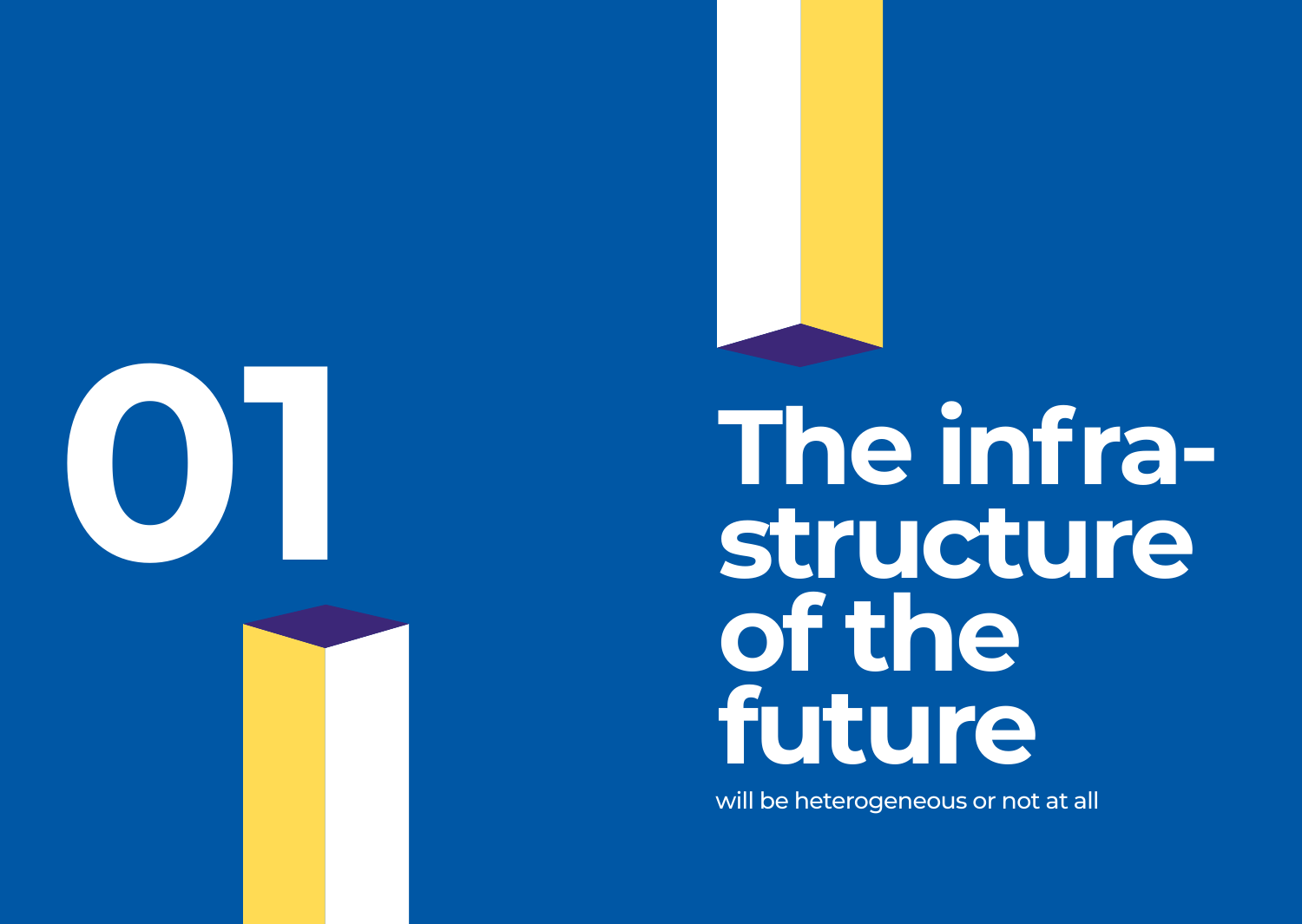# 01

# The infra-structure of the future

will be heterogeneous or not at all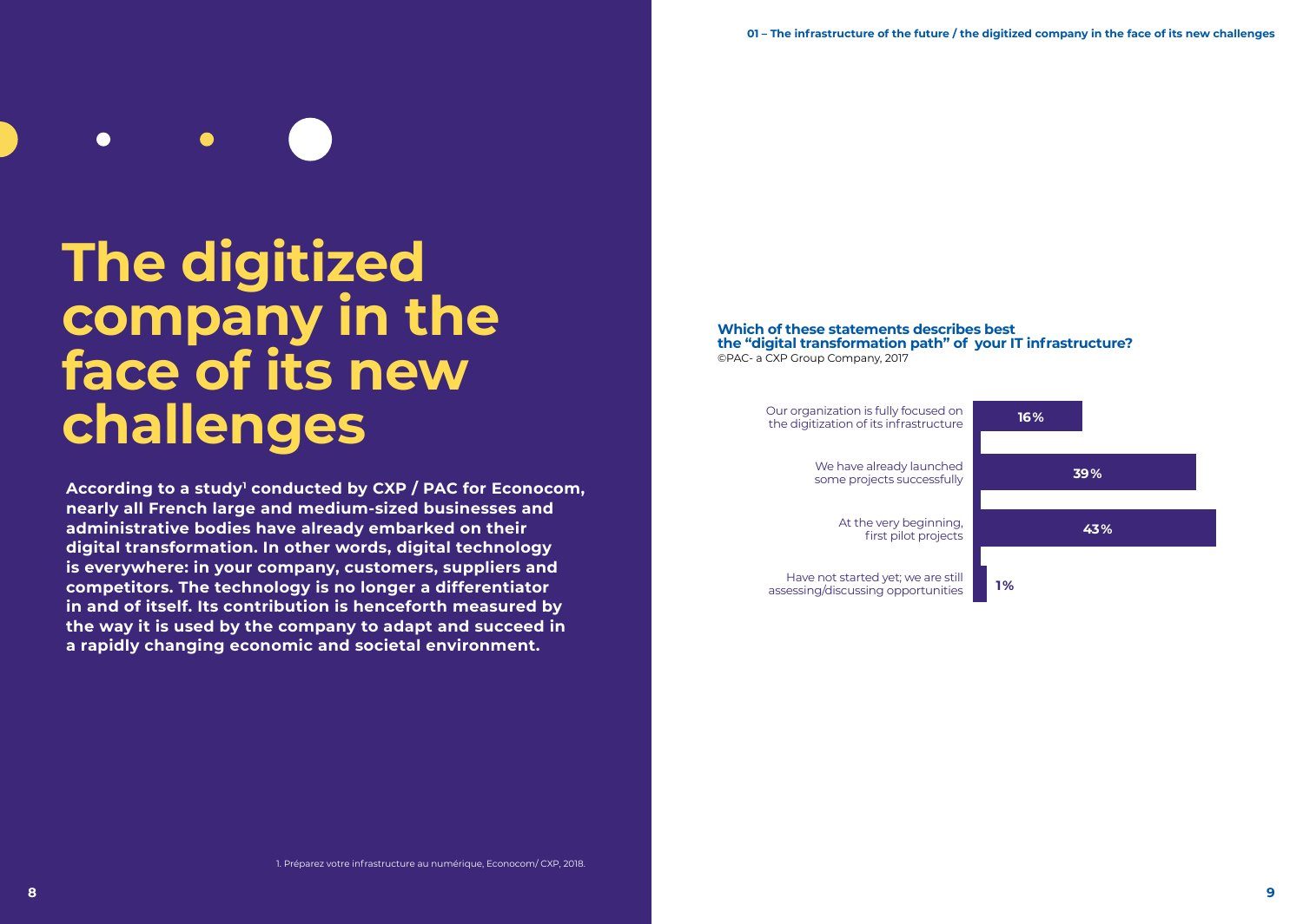# The digitized company in the face of its new challenges

**According to a study[1] conducted by CXP / PAC for Econocom, nearly all French large and medium-sized businesses and administrative bodies have already embarked on their digital transformation. In other words, digital technology is everywhere: in your company, customers, suppliers and competitors. The technology is no longer a differentiator in and of itself. Its contribution is henceforth measured by the way it is used by the company to adapt and succeed in a rapidly changing economic and societal environment.**

1. Préparez votre infrastructure au numérique, Econocom/ CXP, 2018.

**Which of these statements describes best the "digital transformation path" of your IT infrastructure?**
©PAC- a CXP Group Company, 2017

| Statement | % |
|---|---|
| Our organization is fully focused on the digitization of its infrastructure | 16% |
| We have already launched some projects successfully | 39% |
| At the very beginning, first pilot projects | 43% |
| Have not started yet; we are still assessing/discussing opportunities | 1% |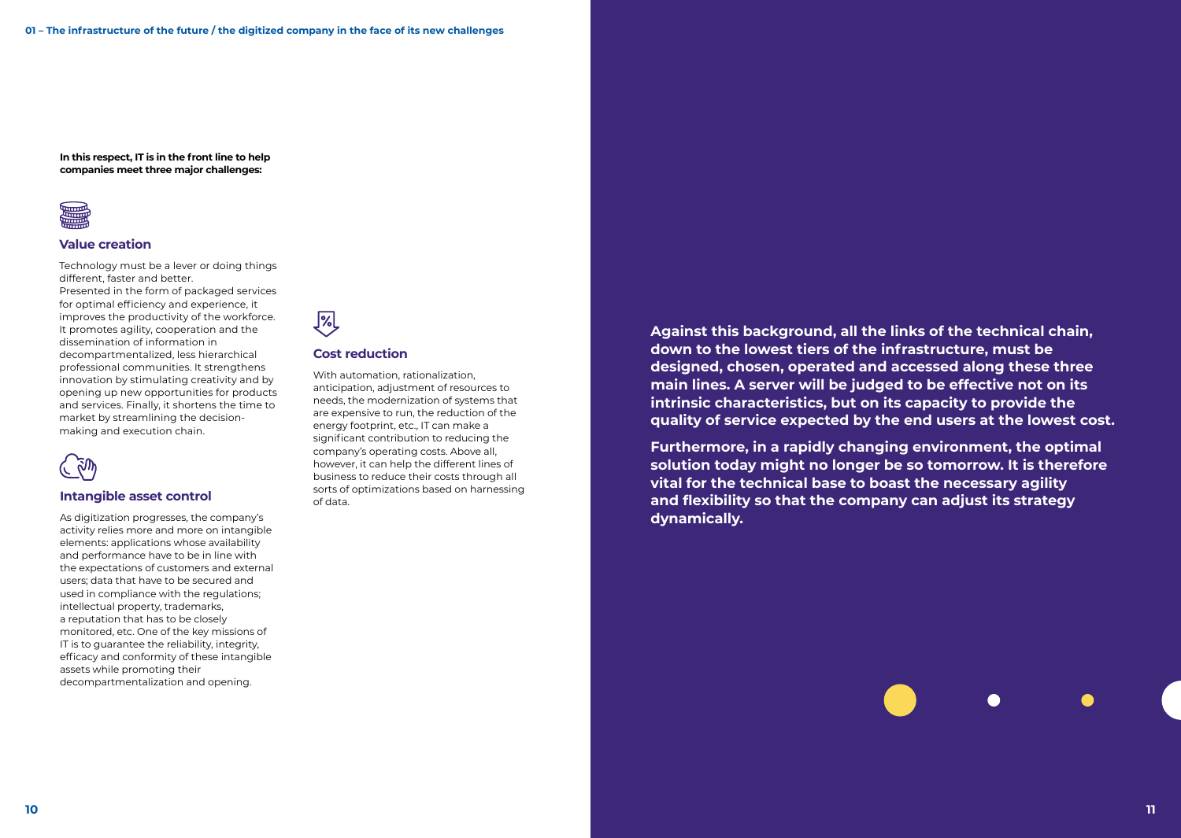**In this respect, IT is in the front line to help companies meet three major challenges:**

### Value creation

Technology must be a lever or doing things different, faster and better.
Presented in the form of packaged services for optimal efficiency and experience, it improves the productivity of the workforce. It promotes agility, cooperation and the dissemination of information in decompartmentalized, less hierarchical professional communities. It strengthens innovation by stimulating creativity and by opening up new opportunities for products and services. Finally, it shortens the time to market by streamlining the decision-making and execution chain.

### Intangible asset control

As digitization progresses, the company's activity relies more and more on intangible elements: applications whose availability and performance have to be in line with the expectations of customers and external users; data that have to be secured and used in compliance with the regulations; intellectual property, trademarks, a reputation that has to be closely monitored, etc. One of the key missions of IT is to guarantee the reliability, integrity, efficacy and conformity of these intangible assets while promoting their decompartmentalization and opening.

### Cost reduction

With automation, rationalization, anticipation, adjustment of resources to needs, the modernization of systems that are expensive to run, the reduction of the energy footprint, etc., IT can make a significant contribution to reducing the company's operating costs. Above all, however, it can help the different lines of business to reduce their costs through all sorts of optimizations based on harnessing of data.

**Against this background, all the links of the technical chain, down to the lowest tiers of the infrastructure, must be designed, chosen, operated and accessed along these three main lines. A server will be judged to be effective not on its intrinsic characteristics, but on its capacity to provide the quality of service expected by the end users at the lowest cost.**

**Furthermore, in a rapidly changing environment, the optimal solution today might no longer be so tomorrow. It is therefore vital for the technical base to boast the necessary agility and flexibility so that the company can adjust its strategy dynamically.**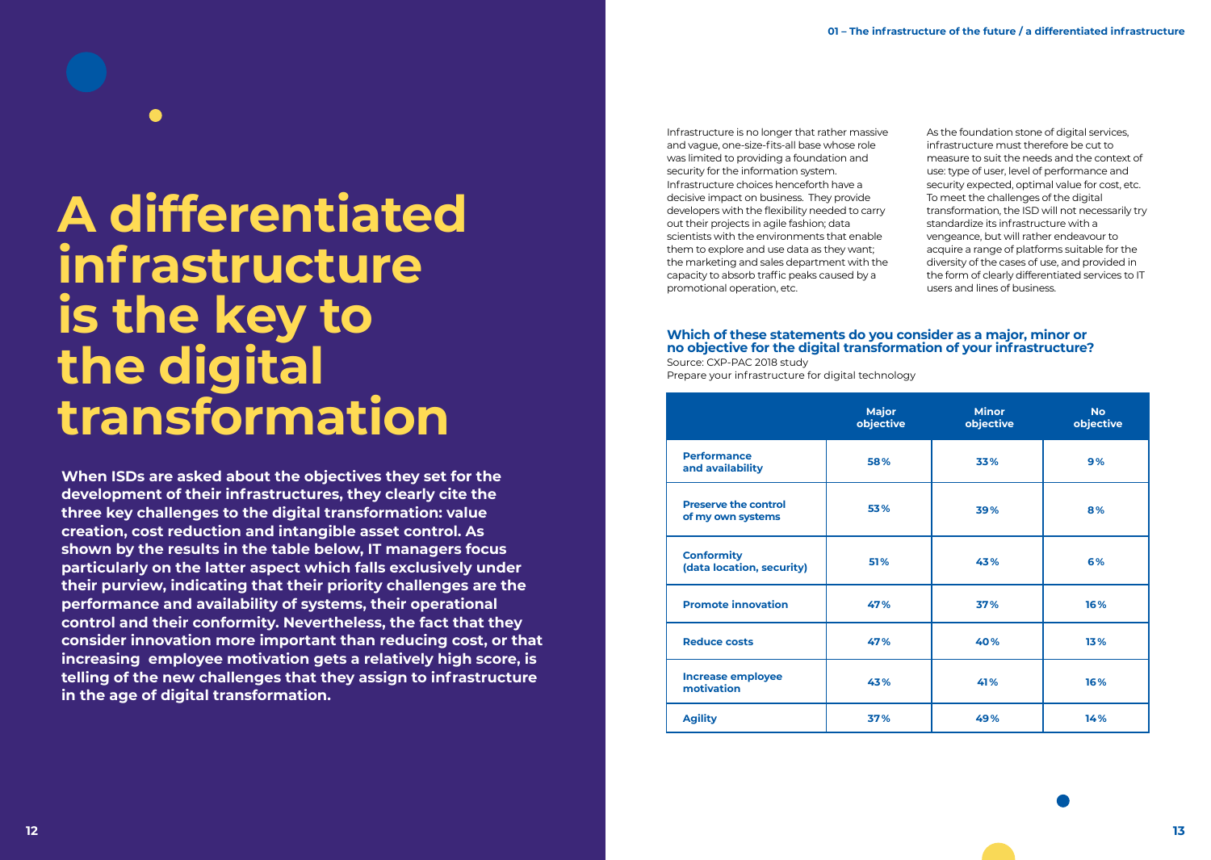# A differentiated infrastructure is the key to the digital transformation

**When ISDs are asked about the objectives they set for the development of their infrastructures, they clearly cite the three key challenges to the digital transformation: value creation, cost reduction and intangible asset control. As shown by the results in the table below, IT managers focus particularly on the latter aspect which falls exclusively under their purview, indicating that their priority challenges are the performance and availability of systems, their operational control and their conformity. Nevertheless, the fact that they consider innovation more important than reducing cost, or that increasing employee motivation gets a relatively high score, is telling of the new challenges that they assign to infrastructure in the age of digital transformation.**

Infrastructure is no longer that rather massive and vague, one-size-fits-all base whose role was limited to providing a foundation and security for the information system. Infrastructure choices henceforth have a decisive impact on business. They provide developers with the flexibility needed to carry out their projects in agile fashion; data scientists with the environments that enable them to explore and use data as they want; the marketing and sales department with the capacity to absorb traffic peaks caused by a promotional operation, etc.

As the foundation stone of digital services, infrastructure must therefore be cut to measure to suit the needs and the context of use: type of user, level of performance and security expected, optimal value for cost, etc. To meet the challenges of the digital transformation, the ISD will not necessarily try standardize its infrastructure with a vengeance, but will rather endeavour to acquire a range of platforms suitable for the diversity of the cases of use, and provided in the form of clearly differentiated services to IT users and lines of business.

### Which of these statements do you consider as a major, minor or no objective for the digital transformation of your infrastructure?

Source: CXP-PAC 2018 study
Prepare your infrastructure for digital technology

| | Major objective | Minor objective | No objective |
|---|---|---|---|
| **Performance and availability** | 58% | 33% | 9% |
| **Preserve the control of my own systems** | 53% | 39% | 8% |
| **Conformity (data location, security)** | 51% | 43% | 6% |
| **Promote innovation** | 47% | 37% | 16% |
| **Reduce costs** | 47% | 40% | 13% |
| **Increase employee motivation** | 43% | 41% | 16% |
| **Agility** | 37% | 49% | 14% |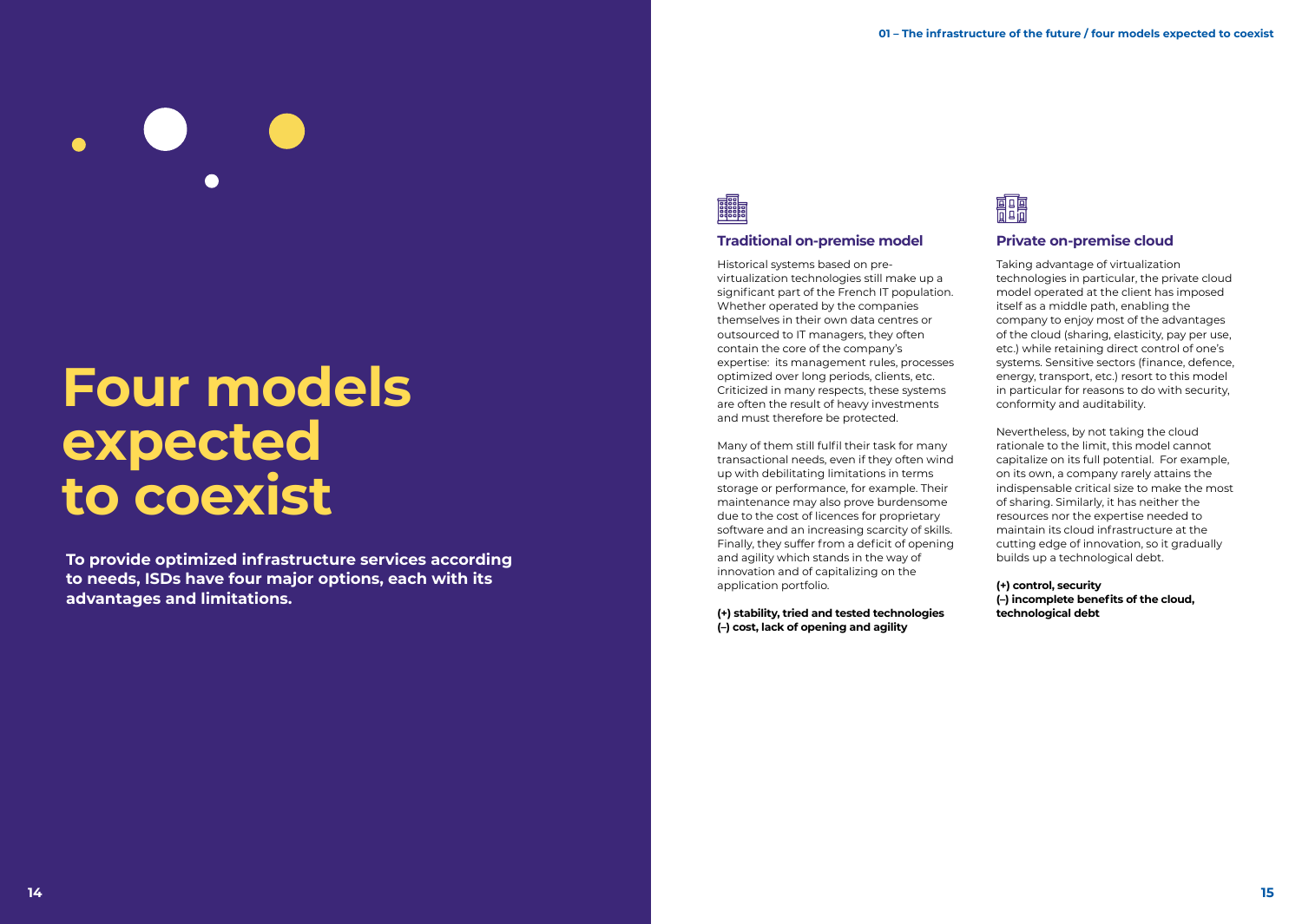# Four models expected to coexist

**To provide optimized infrastructure services according to needs, ISDs have four major options, each with its advantages and limitations.**

### Traditional on-premise model

Historical systems based on pre-virtualization technologies still make up a significant part of the French IT population. Whether operated by the companies themselves in their own data centres or outsourced to IT managers, they often contain the core of the company's expertise: its management rules, processes optimized over long periods, clients, etc. Criticized in many respects, these systems are often the result of heavy investments and must therefore be protected.

Many of them still fulfil their task for many transactional needs, even if they often wind up with debilitating limitations in terms storage or performance, for example. Their maintenance may also prove burdensome due to the cost of licences for proprietary software and an increasing scarcity of skills. Finally, they suffer from a deficit of opening and agility which stands in the way of innovation and of capitalizing on the application portfolio.

**(+) stability, tried and tested technologies**
**(–) cost, lack of opening and agility**

### Private on-premise cloud

Taking advantage of virtualization technologies in particular, the private cloud model operated at the client has imposed itself as a middle path, enabling the company to enjoy most of the advantages of the cloud (sharing, elasticity, pay per use, etc.) while retaining direct control of one's systems. Sensitive sectors (finance, defence, energy, transport, etc.) resort to this model in particular for reasons to do with security, conformity and auditability.

Nevertheless, by not taking the cloud rationale to the limit, this model cannot capitalize on its full potential. For example, on its own, a company rarely attains the indispensable critical size to make the most of sharing. Similarly, it has neither the resources nor the expertise needed to maintain its cloud infrastructure at the cutting edge of innovation, so it gradually builds up a technological debt.

**(+) control, security**
**(–) incomplete benefits of the cloud, technological debt**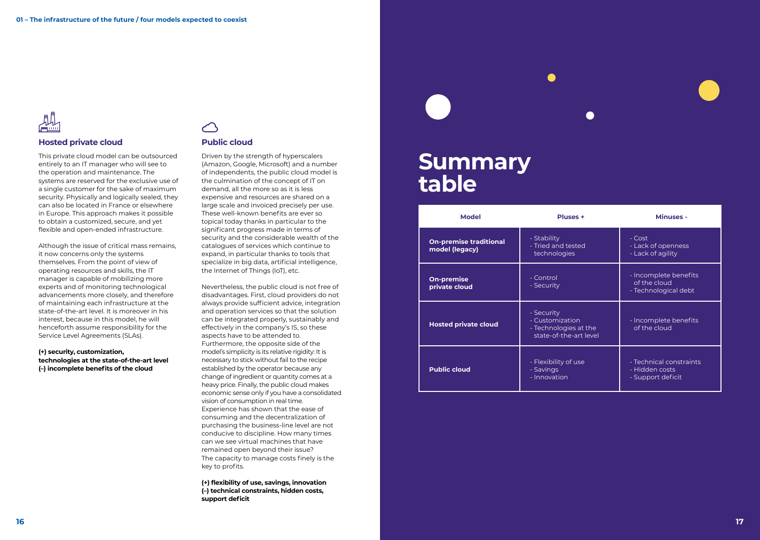## Hosted private cloud

This private cloud model can be outsourced entirely to an IT manager who will see to the operation and maintenance. The systems are reserved for the exclusive use of a single customer for the sake of maximum security. Physically and logically sealed, they can also be located in France or elsewhere in Europe. This approach makes it possible to obtain a customized, secure, and yet flexible and open-ended infrastructure.

Although the issue of critical mass remains, it now concerns only the systems themselves. From the point of view of operating resources and skills, the IT manager is capable of mobilizing more experts and of monitoring technological advancements more closely, and therefore of maintaining each infrastructure at the state-of-the-art level. It is moreover in his interest, because in this model, he will henceforth assume responsibility for the Service Level Agreements (SLAs).

**(+) security, customization, technologies at the state-of-the-art level**
**(–) incomplete benefits of the cloud**

## Public cloud

Driven by the strength of hyperscalers (Amazon, Google, Microsoft) and a number of independents, the public cloud model is the culmination of the concept of IT on demand, all the more so as it is less expensive and resources are shared on a large scale and invoiced precisely per use. These well-known benefits are ever so topical today thanks in particular to the significant progress made in terms of security and the considerable wealth of the catalogues of services which continue to expand, in particular thanks to tools that specialize in big data, artificial intelligence, the Internet of Things (IoT), etc.

Nevertheless, the public cloud is not free of disadvantages. First, cloud providers do not always provide sufficient advice, integration and operation services so that the solution can be integrated properly, sustainably and effectively in the company's IS, so these aspects have to be attended to. Furthermore, the opposite side of the model's simplicity is its relative rigidity: It is necessary to stick without fail to the recipe established by the operator because any change of ingredient or quantity comes at a heavy price. Finally, the public cloud makes economic sense only if you have a consolidated vision of consumption in real time. Experience has shown that the ease of consuming and the decentralization of purchasing the business-line level are not conducive to discipline. How many times can we see virtual machines that have remained open beyond their issue? The capacity to manage costs finely is the key to profits.

**(+) flexibility of use, savings, innovation**
**(–) technical constraints, hidden costs, support deficit**

# Summary table

| Model | Pluses + | Minuses - |
|---|---|---|
| **On-premise traditional model (legacy)** | - Stability<br>- Tried and tested technologies | - Cost<br>- Lack of openness<br>- Lack of agility |
| **On-premise private cloud** | - Control<br>- Security | - Incomplete benefits of the cloud<br>- Technological debt |
| **Hosted private cloud** | - Security<br>- Customization<br>- Technologies at the state-of-the-art level | - Incomplete benefits of the cloud |
| **Public cloud** | - Flexibility of use<br>- Savings<br>- Innovation | - Technical constraints<br>- Hidden costs<br>- Support deficit |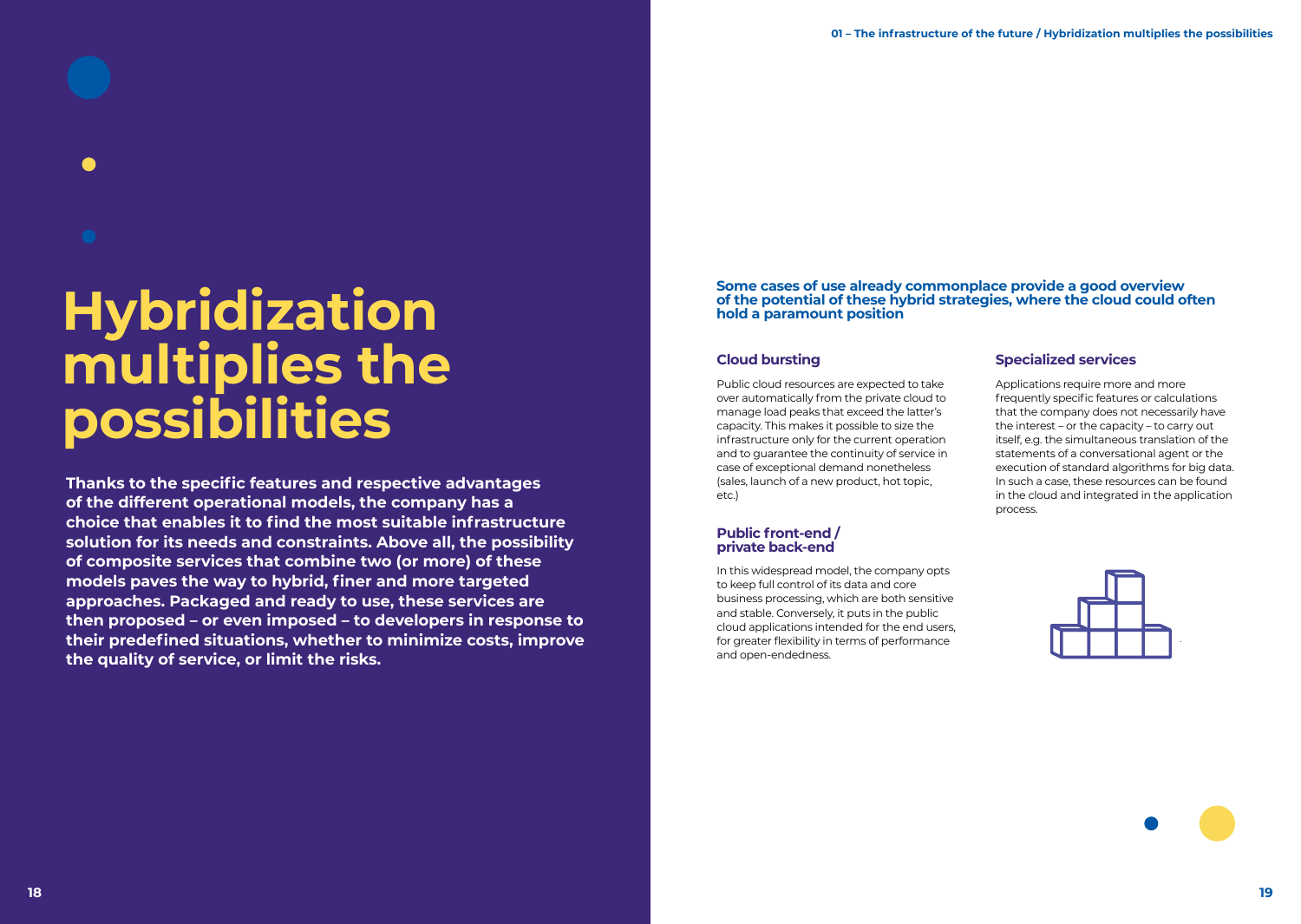# Hybridization multiplies the possibilities

**Thanks to the specific features and respective advantages of the different operational models, the company has a choice that enables it to find the most suitable infrastructure solution for its needs and constraints. Above all, the possibility of composite services that combine two (or more) of these models paves the way to hybrid, finer and more targeted approaches. Packaged and ready to use, these services are then proposed – or even imposed – to developers in response to their predefined situations, whether to minimize costs, improve the quality of service, or limit the risks.**

**Some cases of use already commonplace provide a good overview of the potential of these hybrid strategies, where the cloud could often hold a paramount position**

### Cloud bursting

Public cloud resources are expected to take over automatically from the private cloud to manage load peaks that exceed the latter's capacity. This makes it possible to size the infrastructure only for the current operation and to guarantee the continuity of service in case of exceptional demand nonetheless (sales, launch of a new product, hot topic, etc.)

### Public front-end / private back-end

In this widespread model, the company opts to keep full control of its data and core business processing, which are both sensitive and stable. Conversely, it puts in the public cloud applications intended for the end users, for greater flexibility in terms of performance and open-endedness.

### Specialized services

Applications require more and more frequently specific features or calculations that the company does not necessarily have the interest – or the capacity – to carry out itself, e.g. the simultaneous translation of the statements of a conversational agent or the execution of standard algorithms for big data. In such a case, these resources can be found in the cloud and integrated in the application process.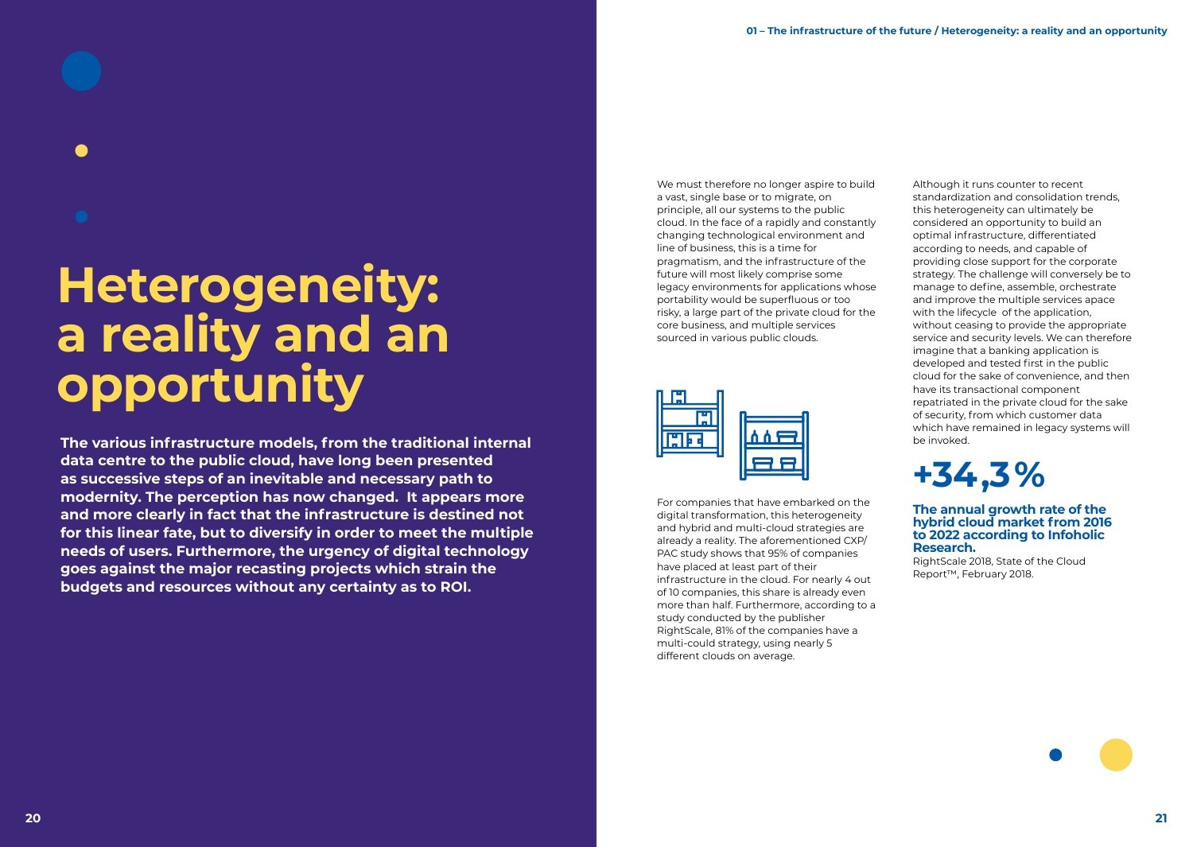# Heterogeneity: a reality and an opportunity

**The various infrastructure models, from the traditional internal data centre to the public cloud, have long been presented as successive steps of an inevitable and necessary path to modernity. The perception has now changed. It appears more and more clearly in fact that the infrastructure is destined not for this linear fate, but to diversify in order to meet the multiple needs of users. Furthermore, the urgency of digital technology goes against the major recasting projects which strain the budgets and resources without any certainty as to ROI.**

We must therefore no longer aspire to build a vast, single base or to migrate, on principle, all our systems to the public cloud. In the face of a rapidly and constantly changing technological environment and line of business, this is a time for pragmatism, and the infrastructure of the future will most likely comprise some legacy environments for applications whose portability would be superfluous or too risky, a large part of the private cloud for the core business, and multiple services sourced in various public clouds.

For companies that have embarked on the digital transformation, this heterogeneity and hybrid and multi-cloud strategies are already a reality. The aforementioned CXP/PAC study shows that 95% of companies have placed at least part of their infrastructure in the cloud. For nearly 4 out of 10 companies, this share is already even more than half. Furthermore, according to a study conducted by the publisher RightScale, 81% of the companies have a multi-could strategy, using nearly 5 different clouds on average.

Although it runs counter to recent standardization and consolidation trends, this heterogeneity can ultimately be considered an opportunity to build an optimal infrastructure, differentiated according to needs, and capable of providing close support for the corporate strategy. The challenge will conversely be to manage to define, assemble, orchestrate and improve the multiple services apace with the lifecycle of the application, without ceasing to provide the appropriate service and security levels. We can therefore imagine that a banking application is developed and tested first in the public cloud for the sake of convenience, and then have its transactional component repatriated in the private cloud for the sake of security, from which customer data which have remained in legacy systems will be invoked.

**+34,3%**

**The annual growth rate of the hybrid cloud market from 2016 to 2022 according to Infoholic Research.**

RightScale 2018, State of the Cloud Report™, February 2018.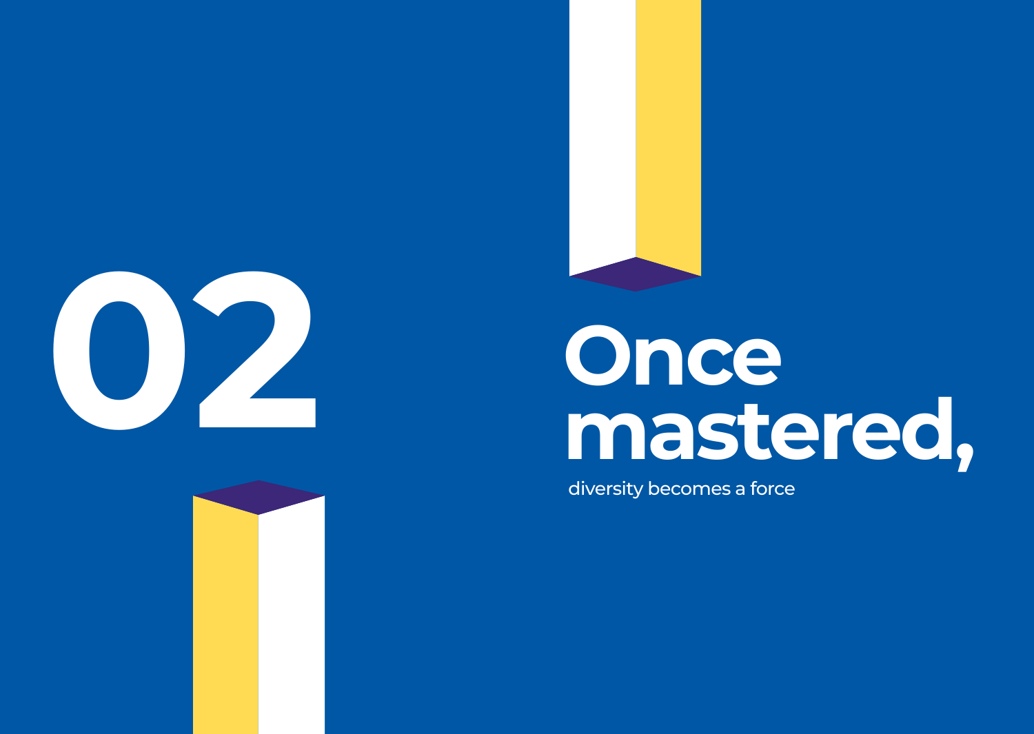# 02

# Once mastered,

diversity becomes a force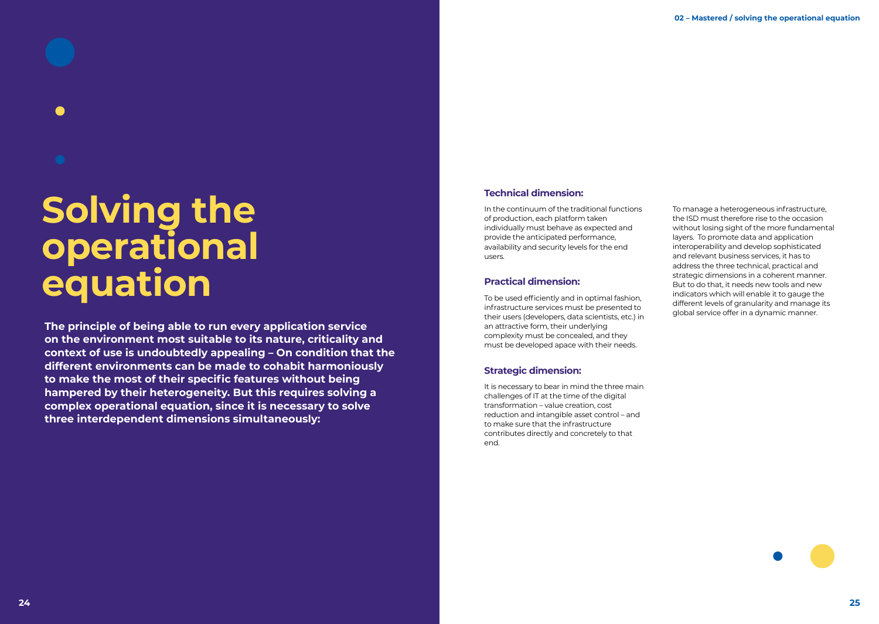# Solving the operational equation

**The principle of being able to run every application service on the environment most suitable to its nature, criticality and context of use is undoubtedly appealing – On condition that the different environments can be made to cohabit harmoniously to make the most of their specific features without being hampered by their heterogeneity. But this requires solving a complex operational equation, since it is necessary to solve three interdependent dimensions simultaneously:**

### Technical dimension:

In the continuum of the traditional functions of production, each platform taken individually must behave as expected and provide the anticipated performance, availability and security levels for the end users.

### Practical dimension:

To be used efficiently and in optimal fashion, infrastructure services must be presented to their users (developers, data scientists, etc.) in an attractive form, their underlying complexity must be concealed, and they must be developed apace with their needs.

### Strategic dimension:

It is necessary to bear in mind the three main challenges of IT at the time of the digital transformation – value creation, cost reduction and intangible asset control – and to make sure that the infrastructure contributes directly and concretely to that end.

To manage a heterogeneous infrastructure, the ISD must therefore rise to the occasion without losing sight of the more fundamental layers. To promote data and application interoperability and develop sophisticated and relevant business services, it has to address the three technical, practical and strategic dimensions in a coherent manner. But to do that, it needs new tools and new indicators which will enable it to gauge the different levels of granularity and manage its global service offer in a dynamic manner.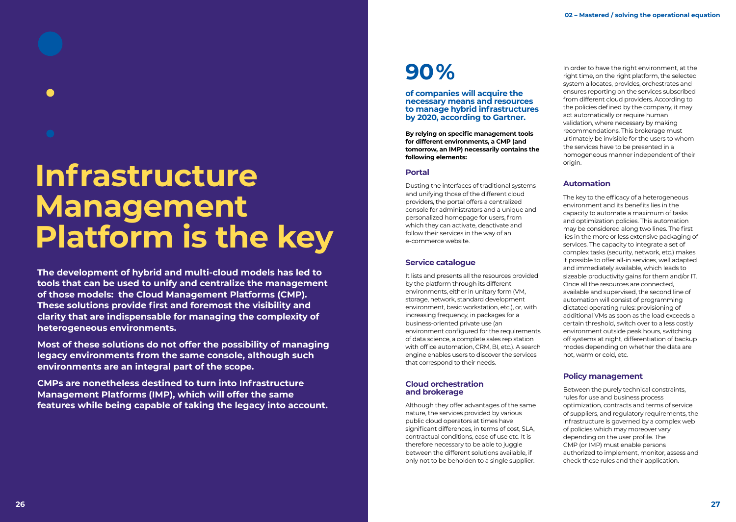# Infrastructure Management Platform is the key

**The development of hybrid and multi-cloud models has led to tools that can be used to unify and centralize the management of those models: the Cloud Management Platforms (CMP). These solutions provide first and foremost the visibility and clarity that are indispensable for managing the complexity of heterogeneous environments.**

**Most of these solutions do not offer the possibility of managing legacy environments from the same console, although such environments are an integral part of the scope.**

**CMPs are nonetheless destined to turn into Infrastructure Management Platforms (IMP), which will offer the same features while being capable of taking the legacy into account.**

**90%**

**of companies will acquire the necessary means and resources to manage hybrid infrastructures by 2020, according to Gartner.**

**By relying on specific management tools for different environments, a CMP (and tomorrow, an IMP) necessarily contains the following elements:**

### Portal

Dusting the interfaces of traditional systems and unifying those of the different cloud providers, the portal offers a centralized console for administrators and a unique and personalized homepage for users, from which they can activate, deactivate and follow their services in the way of an e-commerce website.

### Service catalogue

It lists and presents all the resources provided by the platform through its different environments, either in unitary form (VM, storage, network, standard development environment, basic workstation, etc.), or, with increasing frequency, in packages for a business-oriented private use (an environment configured for the requirements of data science, a complete sales rep station with office automation, CRM, BI, etc.). A search engine enables users to discover the services that correspond to their needs.

### Cloud orchestration and brokerage

Although they offer advantages of the same nature, the services provided by various public cloud operators at times have significant differences, in terms of cost, SLA, contractual conditions, ease of use etc. It is therefore necessary to be able to juggle between the different solutions available, if only not to be beholden to a single supplier.

In order to have the right environment, at the right time, on the right platform, the selected system allocates, provides, orchestrates and ensures reporting on the services subscribed from different cloud providers. According to the policies defined by the company, it may act automatically or require human validation, where necessary by making recommendations. This brokerage must ultimately be invisible for the users to whom the services have to be presented in a homogeneous manner independent of their origin.

### Automation

The key to the efficacy of a heterogeneous environment and its benefits lies in the capacity to automate a maximum of tasks and optimization policies. This automation may be considered along two lines. The first lies in the more or less extensive packaging of services. The capacity to integrate a set of complex tasks (security, network, etc.) makes it possible to offer all-in services, well adapted and immediately available, which leads to sizeable productivity gains for them and/or IT. Once all the resources are connected, available and supervised, the second line of automation will consist of programming dictated operating rules: provisioning of additional VMs as soon as the load exceeds a certain threshold, switch over to a less costly environment outside peak hours, switching off systems at night, differentiation of backup modes depending on whether the data are hot, warm or cold, etc.

### Policy management

Between the purely technical constraints, rules for use and business process optimization, contracts and terms of service of suppliers, and regulatory requirements, the infrastructure is governed by a complex web of policies which may moreover vary depending on the user profile. The CMP (or IMP) must enable persons authorized to implement, monitor, assess and check these rules and their application.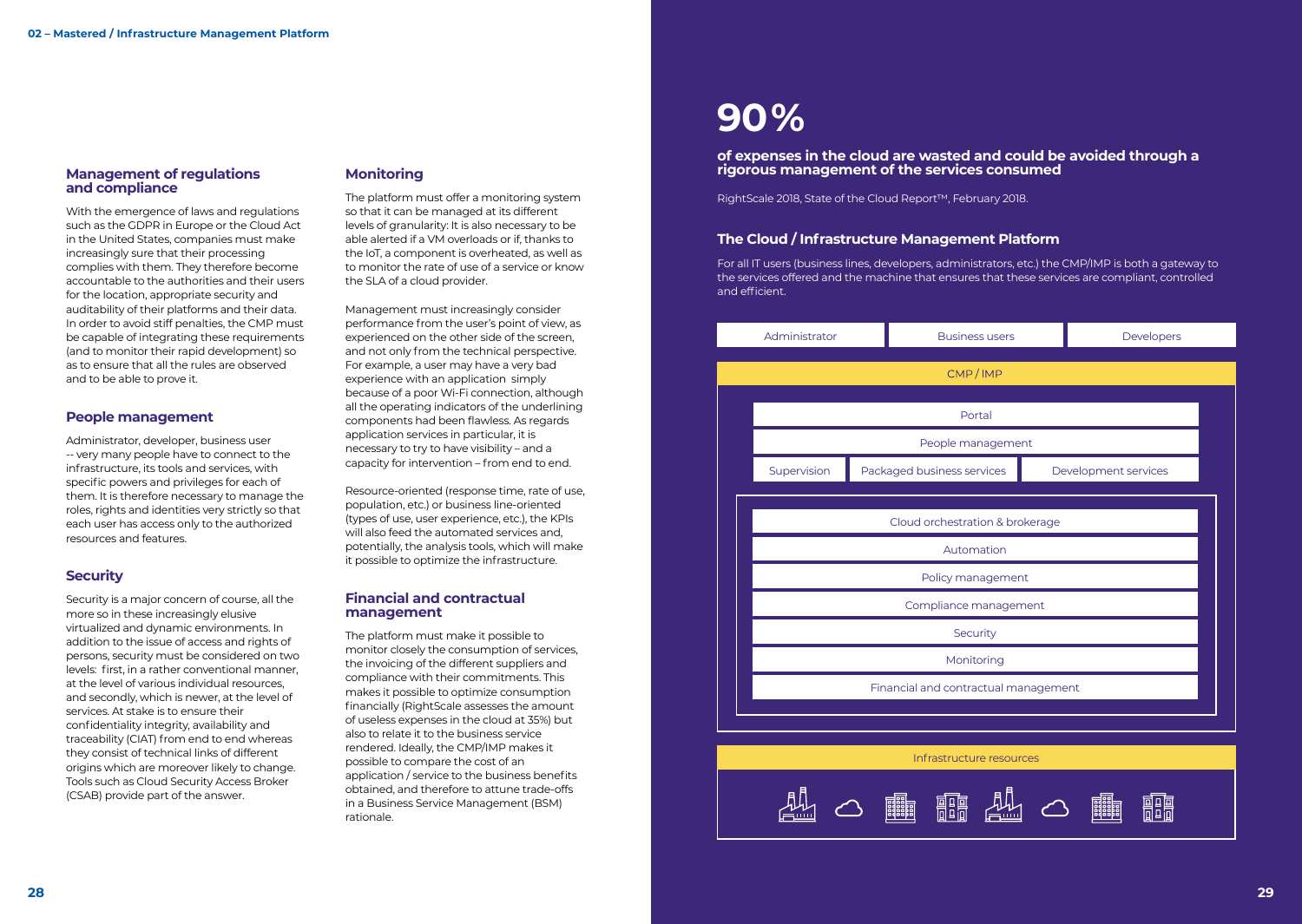### Management of regulations and compliance

With the emergence of laws and regulations such as the GDPR in Europe or the Cloud Act in the United States, companies must make increasingly sure that their processing complies with them. They therefore become accountable to the authorities and their users for the location, appropriate security and auditability of their platforms and their data. In order to avoid stiff penalties, the CMP must be capable of integrating these requirements (and to monitor their rapid development) so as to ensure that all the rules are observed and to be able to prove it.

### People management

Administrator, developer, business user -- very many people have to connect to the infrastructure, its tools and services, with specific powers and privileges for each of them. It is therefore necessary to manage the roles, rights and identities very strictly so that each user has access only to the authorized resources and features.

### Security

Security is a major concern of course, all the more so in these increasingly elusive virtualized and dynamic environments. In addition to the issue of access and rights of persons, security must be considered on two levels: first, in a rather conventional manner, at the level of various individual resources, and secondly, which is newer, at the level of services. At stake is to ensure their confidentiality integrity, availability and traceability (CIAT) from end to end whereas they consist of technical links of different origins which are moreover likely to change. Tools such as Cloud Security Access Broker (CSAB) provide part of the answer.

### Monitoring

The platform must offer a monitoring system so that it can be managed at its different levels of granularity: It is also necessary to be able alerted if a VM overloads or if, thanks to the IoT, a component is overheated, as well as to monitor the rate of use of a service or know the SLA of a cloud provider.

Management must increasingly consider performance from the user's point of view, as experienced on the other side of the screen, and not only from the technical perspective. For example, a user may have a very bad experience with an application simply because of a poor Wi-Fi connection, although all the operating indicators of the underlining components had been flawless. As regards application services in particular, it is necessary to try to have visibility – and a capacity for intervention – from end to end.

Resource-oriented (response time, rate of use, population, etc.) or business line-oriented (types of use, user experience, etc.), the KPIs will also feed the automated services and, potentially, the analysis tools, which will make it possible to optimize the infrastructure.

### Financial and contractual management

The platform must make it possible to monitor closely the consumption of services, the invoicing of the different suppliers and compliance with their commitments. This makes it possible to optimize consumption financially (RightScale assesses the amount of useless expenses in the cloud at 35%) but also to relate it to the business service rendered. Ideally, the CMP/IMP makes it possible to compare the cost of an application / service to the business benefits obtained, and therefore to attune trade-offs in a Business Service Management (BSM) rationale.

# 90%

**of expenses in the cloud are wasted and could be avoided through a rigorous management of the services consumed**

RightScale 2018, State of the Cloud Report™, February 2018.

### The Cloud / Infrastructure Management Platform

For all IT users (business lines, developers, administrators, etc.) the CMP/IMP is both a gateway to the services offered and the machine that ensures that these services are compliant, controlled and efficient.

Administrator | Business users | Developers

CMP / IMP

- Portal
- People management
- Supervision | Packaged business services | Development services
- Cloud orchestration & brokerage
- Automation
- Policy management
- Compliance management
- Security
- Monitoring
- Financial and contractual management

Infrastructure resources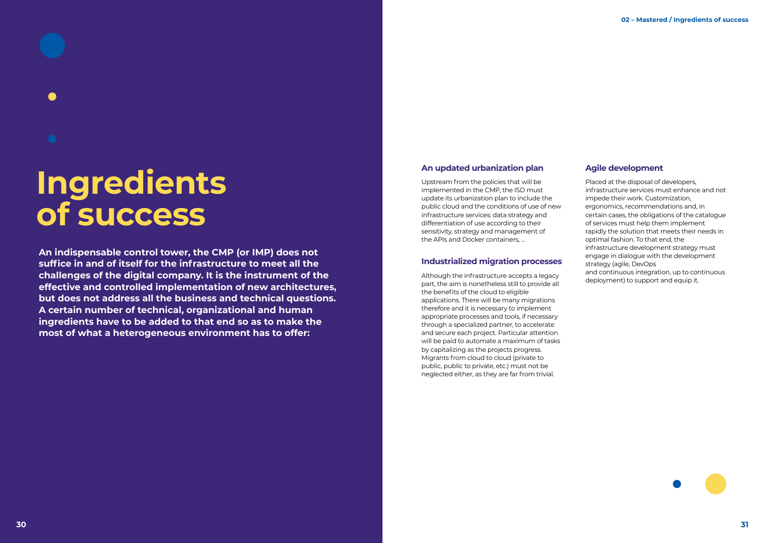# Ingredients of success

**An indispensable control tower, the CMP (or IMP) does not suffice in and of itself for the infrastructure to meet all the challenges of the digital company. It is the instrument of the effective and controlled implementation of new architectures, but does not address all the business and technical questions. A certain number of technical, organizational and human ingredients have to be added to that end so as to make the most of what a heterogeneous environment has to offer:**

### An updated urbanization plan

Upstream from the policies that will be implemented in the CMP, the ISD must update its urbanization plan to include the public cloud and the conditions of use of new infrastructure services: data strategy and differentiation of use according to their sensitivity, strategy and management of the APIs and Docker containers, ...

### Industrialized migration processes

Although the infrastructure accepts a legacy part, the aim is nonetheless still to provide all the benefits of the cloud to eligible applications. There will be many migrations therefore and it is necessary to implement appropriate processes and tools, if necessary through a specialized partner, to accelerate and secure each project. Particular attention will be paid to automate a maximum of tasks by capitalizing as the projects progress. Migrants from cloud to cloud (private to public, public to private, etc.) must not be neglected either, as they are far from trivial.

### Agile development

Placed at the disposal of developers, infrastructure services must enhance and not impede their work. Customization, ergonomics, recommendations and, in certain cases, the obligations of the catalogue of services must help them implement rapidly the solution that meets their needs in optimal fashion. To that end, the infrastructure development strategy must engage in dialogue with the development strategy (agile, DevOps and continuous integration, up to continuous deployment) to support and equip it.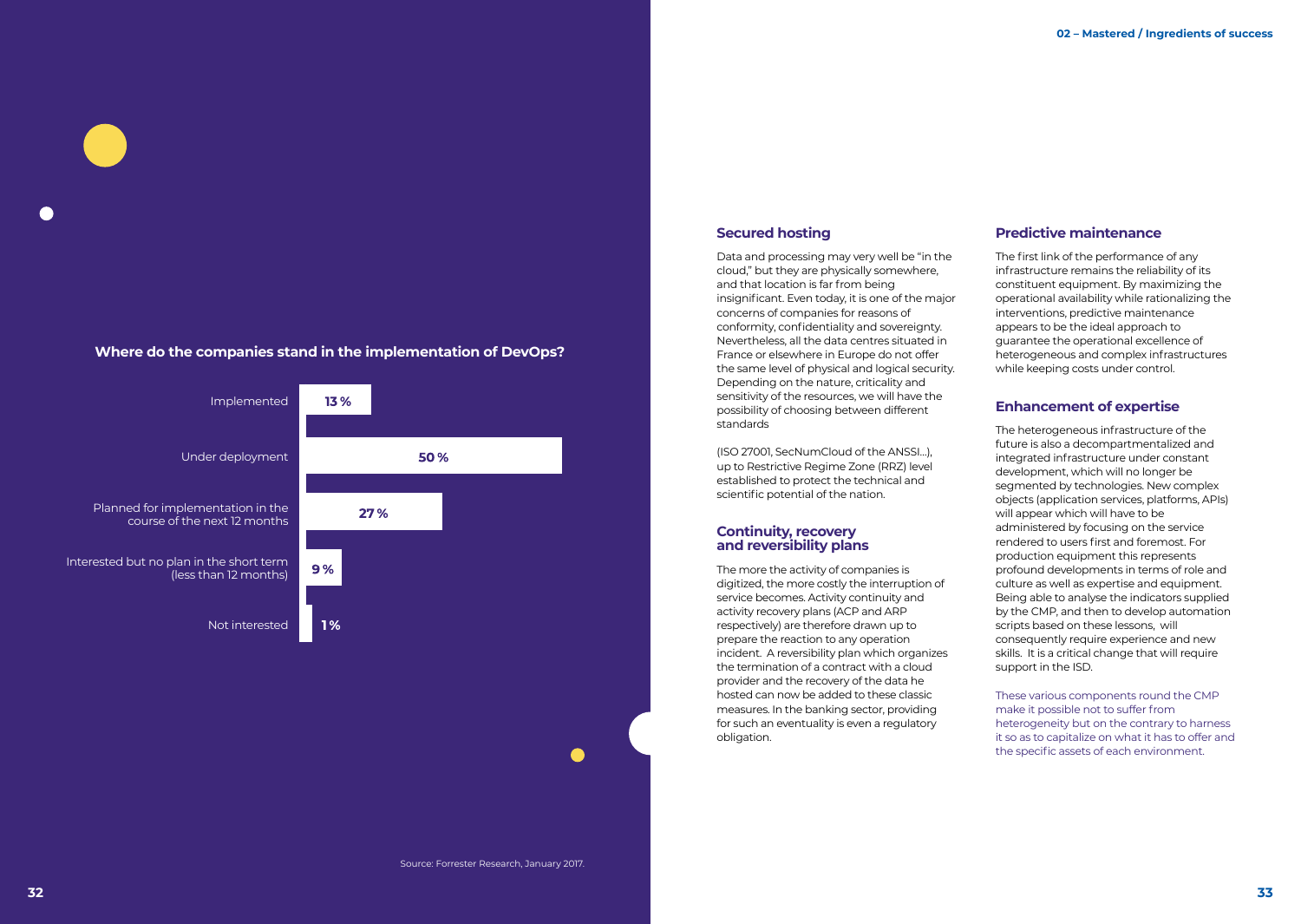## Where do the companies stand in the implementation of DevOps?

| Status | Percentage |
| --- | --- |
| Implemented | 13 % |
| Under deployment | 50 % |
| Planned for implementation in the course of the next 12 months | 27 % |
| Interested but no plan in the short term (less than 12 months) | 9 % |
| Not interested | 1 % |

Source: Forrester Research, January 2017.

### Secured hosting

Data and processing may very well be "in the cloud," but they are physically somewhere, and that location is far from being insignificant. Even today, it is one of the major concerns of companies for reasons of conformity, confidentiality and sovereignty. Nevertheless, all the data centres situated in France or elsewhere in Europe do not offer the same level of physical and logical security. Depending on the nature, criticality and sensitivity of the resources, we will have the possibility of choosing between different standards

(ISO 27001, SecNumCloud of the ANSSI...), up to Restrictive Regime Zone (RRZ) level established to protect the technical and scientific potential of the nation.

### Continuity, recovery and reversibility plans

The more the activity of companies is digitized, the more costly the interruption of service becomes. Activity continuity and activity recovery plans (ACP and ARP respectively) are therefore drawn up to prepare the reaction to any operation incident. A reversibility plan which organizes the termination of a contract with a cloud provider and the recovery of the data he hosted can now be added to these classic measures. In the banking sector, providing for such an eventuality is even a regulatory obligation.

### Predictive maintenance

The first link of the performance of any infrastructure remains the reliability of its constituent equipment. By maximizing the operational availability while rationalizing the interventions, predictive maintenance appears to be the ideal approach to guarantee the operational excellence of heterogeneous and complex infrastructures while keeping costs under control.

### Enhancement of expertise

The heterogeneous infrastructure of the future is also a decompartmentalized and integrated infrastructure under constant development, which will no longer be segmented by technologies. New complex objects (application services, platforms, APIs) will appear which will have to be administered by focusing on the service rendered to users first and foremost. For production equipment this represents profound developments in terms of role and culture as well as expertise and equipment. Being able to analyse the indicators supplied by the CMP, and then to develop automation scripts based on these lessons, will consequently require experience and new skills. It is a critical change that will require support in the ISD.

These various components round the CMP make it possible not to suffer from heterogeneity but on the contrary to harness it so as to capitalize on what it has to offer and the specific assets of each environment.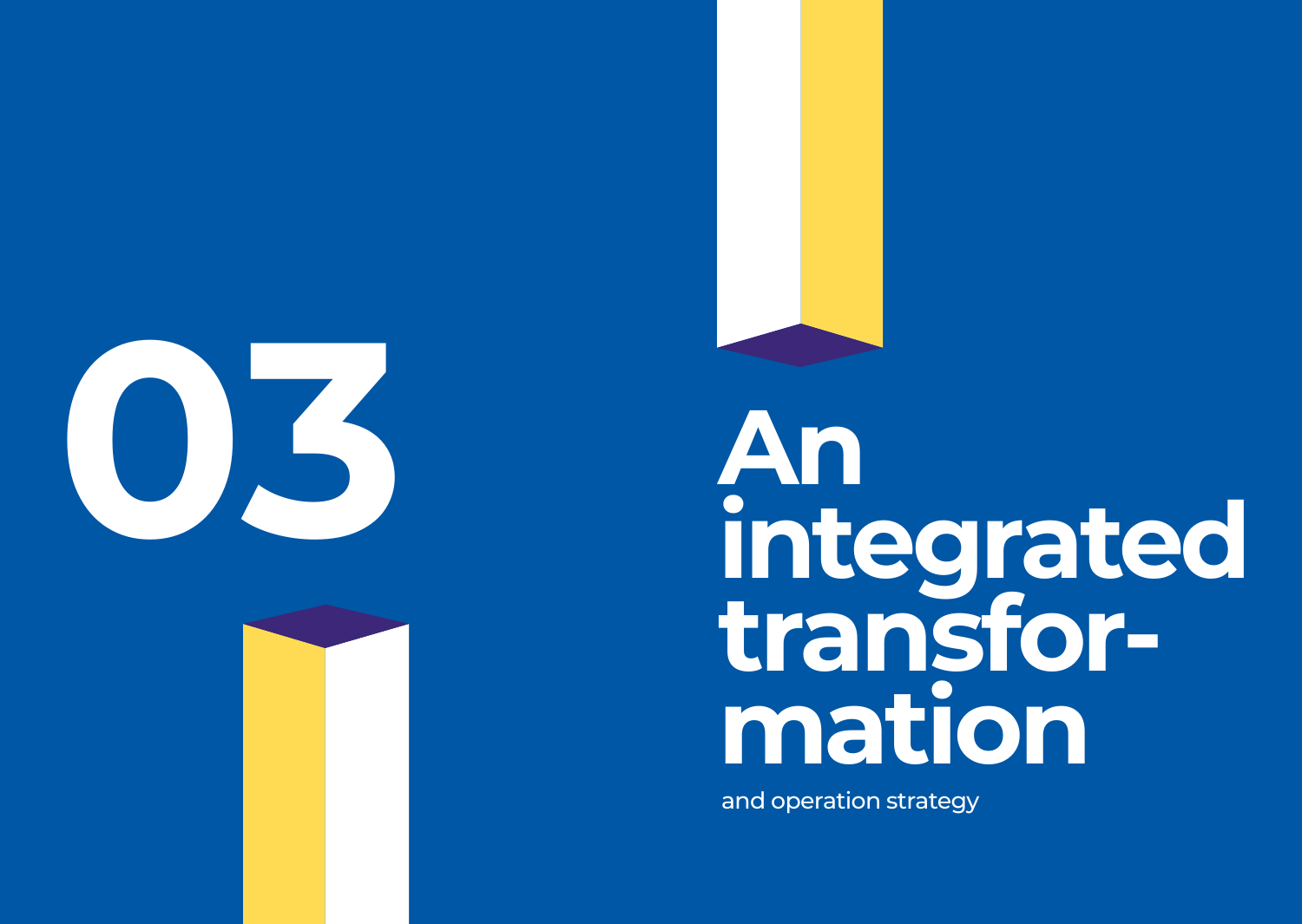# 03

# An integrated transformation

and operation strategy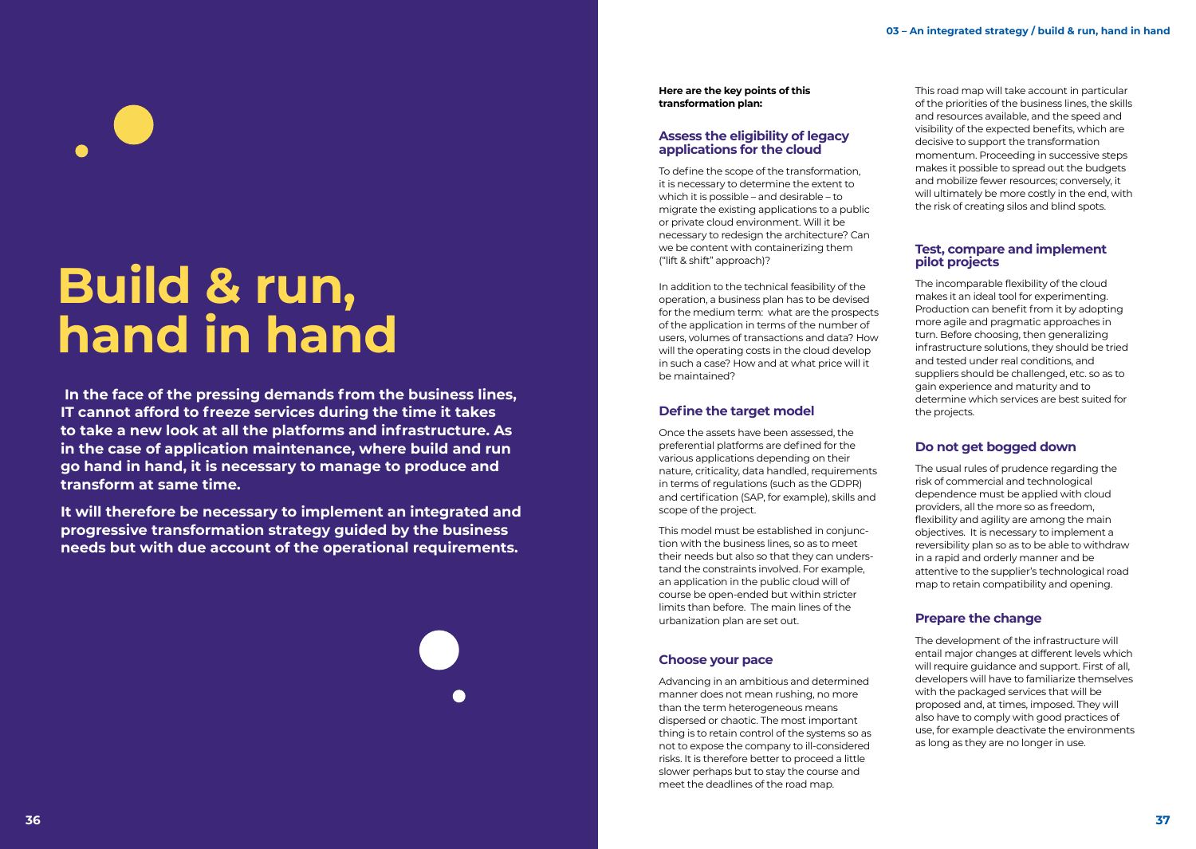# Build & run, hand in hand

**In the face of the pressing demands from the business lines, IT cannot afford to freeze services during the time it takes to take a new look at all the platforms and infrastructure. As in the case of application maintenance, where build and run go hand in hand, it is necessary to manage to produce and transform at same time.**

**It will therefore be necessary to implement an integrated and progressive transformation strategy guided by the business needs but with due account of the operational requirements.**

**Here are the key points of this transformation plan:**

### Assess the eligibility of legacy applications for the cloud

To define the scope of the transformation, it is necessary to determine the extent to which it is possible – and desirable – to migrate the existing applications to a public or private cloud environment. Will it be necessary to redesign the architecture? Can we be content with containerizing them ("lift & shift" approach)?

In addition to the technical feasibility of the operation, a business plan has to be devised for the medium term: what are the prospects of the application in terms of the number of users, volumes of transactions and data? How will the operating costs in the cloud develop in such a case? How and at what price will it be maintained?

### Define the target model

Once the assets have been assessed, the preferential platforms are defined for the various applications depending on their nature, criticality, data handled, requirements in terms of regulations (such as the GDPR) and certification (SAP, for example), skills and scope of the project.

This model must be established in conjunction with the business lines, so as to meet their needs but also so that they can understand the constraints involved. For example, an application in the public cloud will of course be open-ended but within stricter limits than before. The main lines of the urbanization plan are set out.

### Choose your pace

Advancing in an ambitious and determined manner does not mean rushing, no more than the term heterogeneous means dispersed or chaotic. The most important thing is to retain control of the systems so as not to expose the company to ill-considered risks. It is therefore better to proceed a little slower perhaps but to stay the course and meet the deadlines of the road map.

This road map will take account in particular of the priorities of the business lines, the skills and resources available, and the speed and visibility of the expected benefits, which are decisive to support the transformation momentum. Proceeding in successive steps makes it possible to spread out the budgets and mobilize fewer resources; conversely, it will ultimately be more costly in the end, with the risk of creating silos and blind spots.

### Test, compare and implement pilot projects

The incomparable flexibility of the cloud makes it an ideal tool for experimenting. Production can benefit from it by adopting more agile and pragmatic approaches in turn. Before choosing, then generalizing infrastructure solutions, they should be tried and tested under real conditions, and suppliers should be challenged, etc. so as to gain experience and maturity and to determine which services are best suited for the projects.

### Do not get bogged down

The usual rules of prudence regarding the risk of commercial and technological dependence must be applied with cloud providers, all the more so as freedom, flexibility and agility are among the main objectives. It is necessary to implement a reversibility plan so as to be able to withdraw in a rapid and orderly manner and be attentive to the supplier's technological road map to retain compatibility and opening.

### Prepare the change

The development of the infrastructure will entail major changes at different levels which will require guidance and support. First of all, developers will have to familiarize themselves with the packaged services that will be proposed and, at times, imposed. They will also have to comply with good practices of use, for example deactivate the environments as long as they are no longer in use.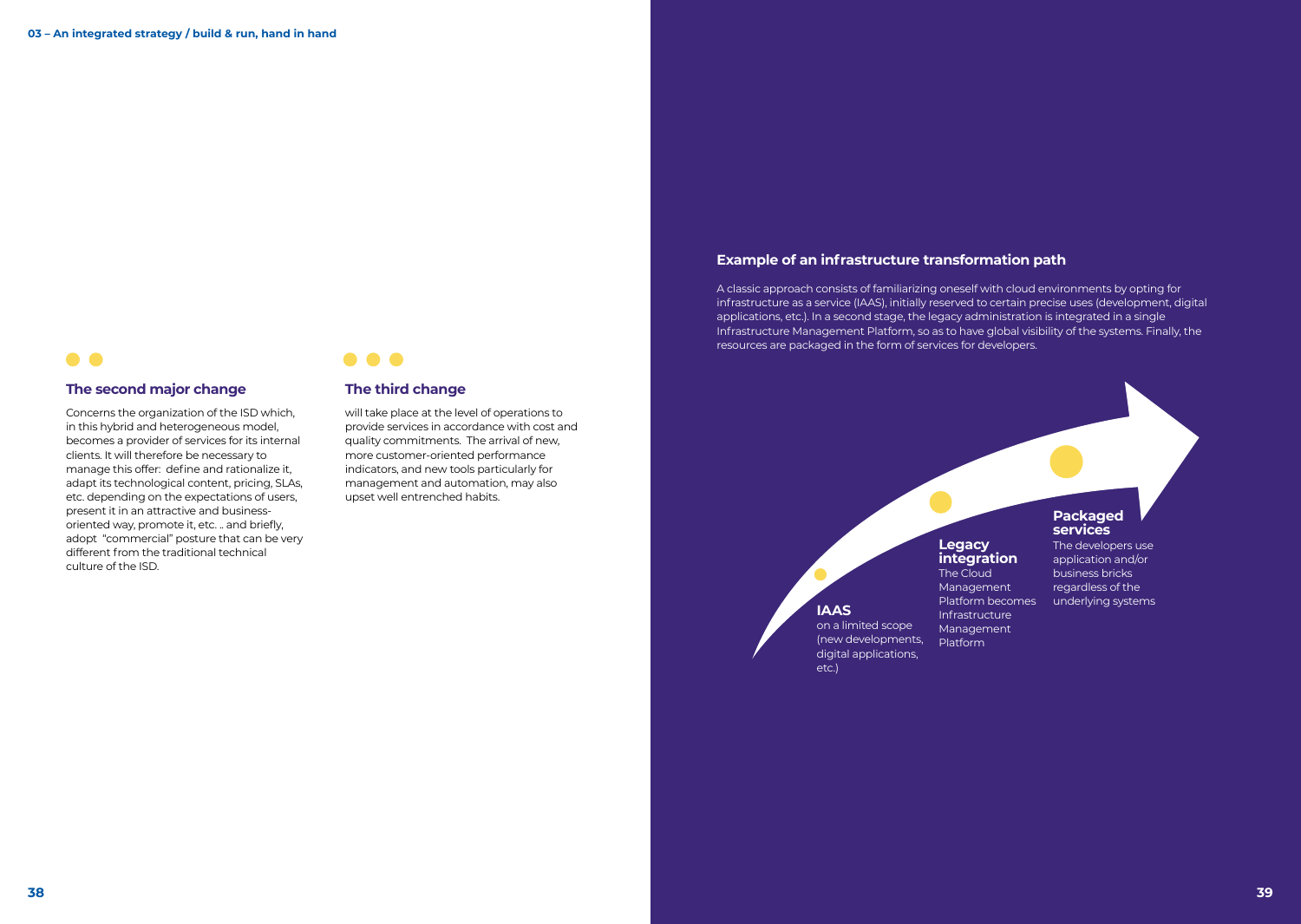## The second major change

Concerns the organization of the ISD which, in this hybrid and heterogeneous model, becomes a provider of services for its internal clients. It will therefore be necessary to manage this offer: define and rationalize it, adapt its technological content, pricing, SLAs, etc. depending on the expectations of users, present it in an attractive and business-oriented way, promote it, etc. .. and briefly, adopt "commercial" posture that can be very different from the traditional technical culture of the ISD.

## The third change

will take place at the level of operations to provide services in accordance with cost and quality commitments. The arrival of new, more customer-oriented performance indicators, and new tools particularly for management and automation, may also upset well entrenched habits.

## Example of an infrastructure transformation path

A classic approach consists of familiarizing oneself with cloud environments by opting for infrastructure as a service (IAAS), initially reserved to certain precise uses (development, digital applications, etc.). In a second stage, the legacy administration is integrated in a single Infrastructure Management Platform, so as to have global visibility of the systems. Finally, the resources are packaged in the form of services for developers.

**IAAS**
on a limited scope (new developments, digital applications, etc.)

**Legacy integration**
The Cloud Management Platform becomes Infrastructure Management Platform

**Packaged services**
The developers use application and/or business bricks regardless of the underlying systems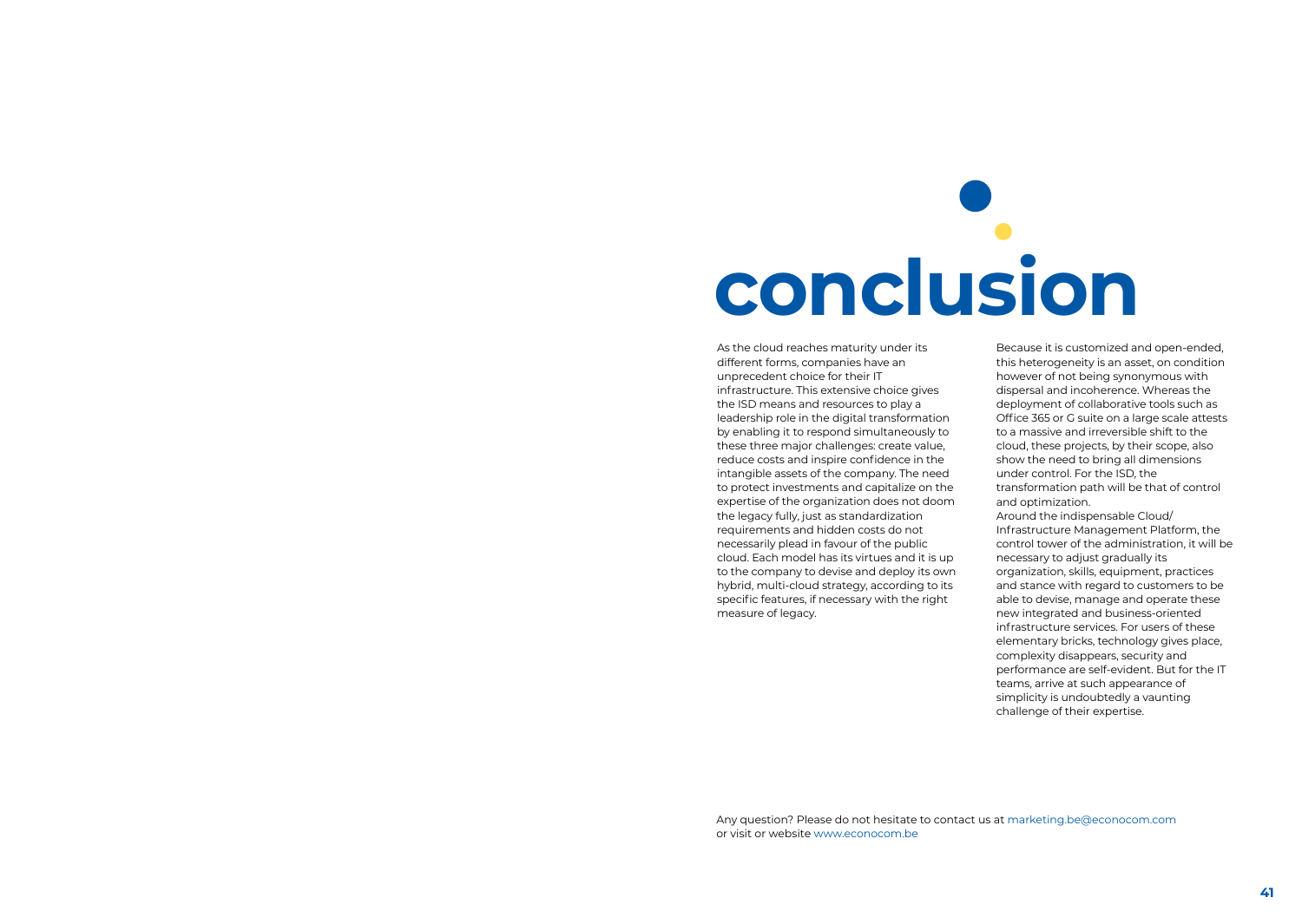# conclusion

As the cloud reaches maturity under its different forms, companies have an unprecedent choice for their IT infrastructure. This extensive choice gives the ISD means and resources to play a leadership role in the digital transformation by enabling it to respond simultaneously to these three major challenges: create value, reduce costs and inspire confidence in the intangible assets of the company. The need to protect investments and capitalize on the expertise of the organization does not doom the legacy fully, just as standardization requirements and hidden costs do not necessarily plead in favour of the public cloud. Each model has its virtues and it is up to the company to devise and deploy its own hybrid, multi-cloud strategy, according to its specific features, if necessary with the right measure of legacy.

Because it is customized and open-ended, this heterogeneity is an asset, on condition however of not being synonymous with dispersal and incoherence. Whereas the deployment of collaborative tools such as Office 365 or G suite on a large scale attests to a massive and irreversible shift to the cloud, these projects, by their scope, also show the need to bring all dimensions under control. For the ISD, the transformation path will be that of control and optimization.
Around the indispensable Cloud/Infrastructure Management Platform, the control tower of the administration, it will be necessary to adjust gradually its organization, skills, equipment, practices and stance with regard to customers to be able to devise, manage and operate these new integrated and business-oriented infrastructure services. For users of these elementary bricks, technology gives place, complexity disappears, security and performance are self-evident. But for the IT teams, arrive at such appearance of simplicity is undoubtedly a vaunting challenge of their expertise.

Any question? Please do not hesitate to contact us at marketing.be@econocom.com or visit or website www.econocom.be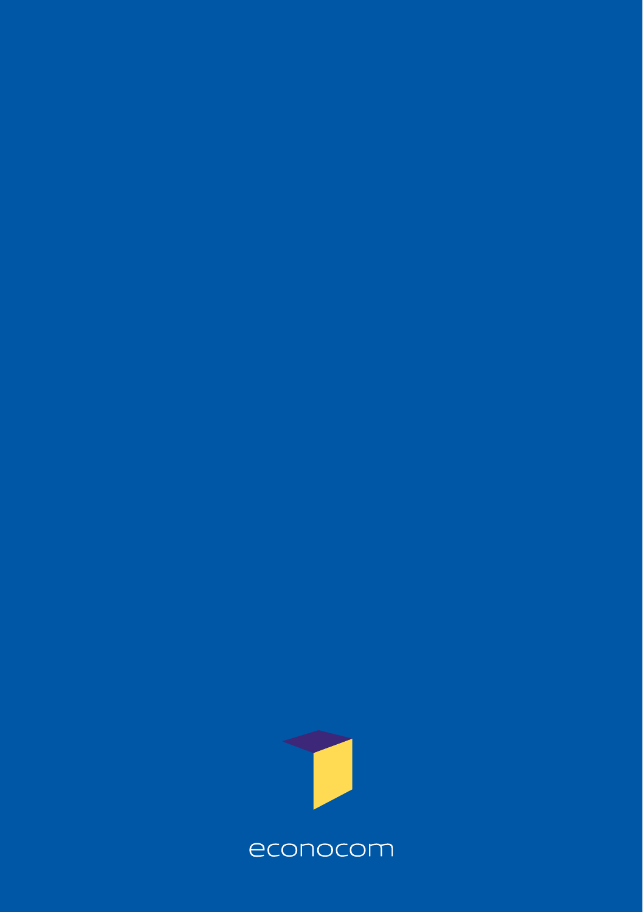econocom